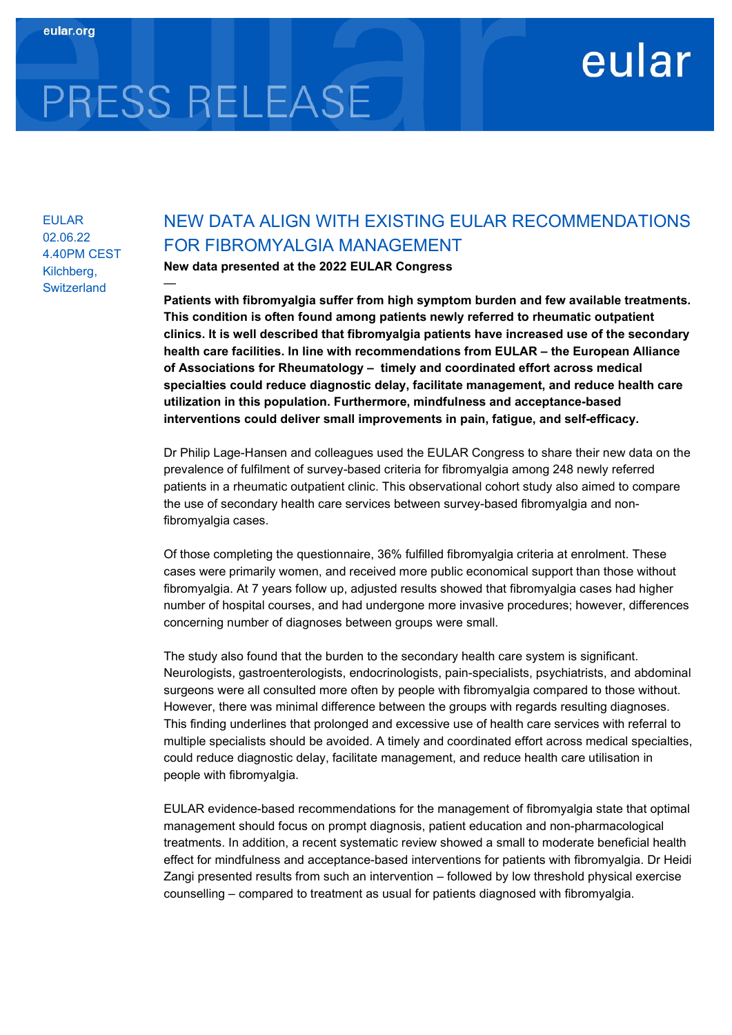eular.org

# PRESS RELEASE

eular

EULAR
02.06.22
4.40PM CEST
Kilchberg, Switzerland

## NEW DATA ALIGN WITH EXISTING EULAR RECOMMENDATIONS FOR FIBROMYALGIA MANAGEMENT

**New data presented at the 2022 EULAR Congress**

—

**Patients with fibromyalgia suffer from high symptom burden and few available treatments. This condition is often found among patients newly referred to rheumatic outpatient clinics. It is well described that fibromyalgia patients have increased use of the secondary health care facilities. In line with recommendations from EULAR – the European Alliance of Associations for Rheumatology – timely and coordinated effort across medical specialties could reduce diagnostic delay, facilitate management, and reduce health care utilization in this population. Furthermore, mindfulness and acceptance-based interventions could deliver small improvements in pain, fatigue, and self-efficacy.**

Dr Philip Lage-Hansen and colleagues used the EULAR Congress to share their new data on the prevalence of fulfilment of survey-based criteria for fibromyalgia among 248 newly referred patients in a rheumatic outpatient clinic. This observational cohort study also aimed to compare the use of secondary health care services between survey-based fibromyalgia and non-fibromyalgia cases.

Of those completing the questionnaire, 36% fulfilled fibromyalgia criteria at enrolment. These cases were primarily women, and received more public economical support than those without fibromyalgia. At 7 years follow up, adjusted results showed that fibromyalgia cases had higher number of hospital courses, and had undergone more invasive procedures; however, differences concerning number of diagnoses between groups were small.

The study also found that the burden to the secondary health care system is significant. Neurologists, gastroenterologists, endocrinologists, pain-specialists, psychiatrists, and abdominal surgeons were all consulted more often by people with fibromyalgia compared to those without. However, there was minimal difference between the groups with regards resulting diagnoses. This finding underlines that prolonged and excessive use of health care services with referral to multiple specialists should be avoided. A timely and coordinated effort across medical specialties, could reduce diagnostic delay, facilitate management, and reduce health care utilisation in people with fibromyalgia.

EULAR evidence-based recommendations for the management of fibromyalgia state that optimal management should focus on prompt diagnosis, patient education and non-pharmacological treatments. In addition, a recent systematic review showed a small to moderate beneficial health effect for mindfulness and acceptance-based interventions for patients with fibromyalgia. Dr Heidi Zangi presented results from such an intervention – followed by low threshold physical exercise counselling – compared to treatment as usual for patients diagnosed with fibromyalgia.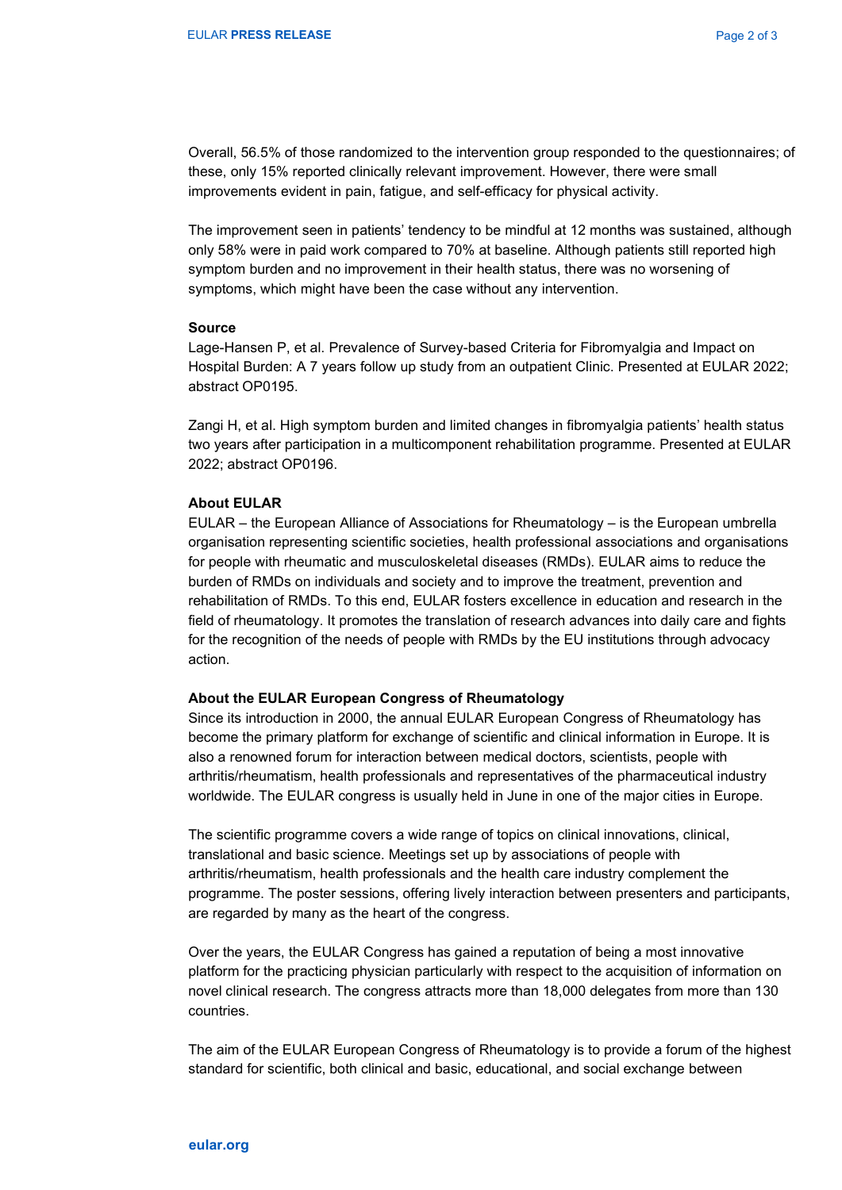Overall, 56.5% of those randomized to the intervention group responded to the questionnaires; of these, only 15% reported clinically relevant improvement. However, there were small improvements evident in pain, fatigue, and self-efficacy for physical activity.

The improvement seen in patients' tendency to be mindful at 12 months was sustained, although only 58% were in paid work compared to 70% at baseline. Although patients still reported high symptom burden and no improvement in their health status, there was no worsening of symptoms, which might have been the case without any intervention.

**Source**

Lage-Hansen P, et al. Prevalence of Survey-based Criteria for Fibromyalgia and Impact on Hospital Burden: A 7 years follow up study from an outpatient Clinic. Presented at EULAR 2022; abstract OP0195.

Zangi H, et al. High symptom burden and limited changes in fibromyalgia patients' health status two years after participation in a multicomponent rehabilitation programme. Presented at EULAR 2022; abstract OP0196.

**About EULAR**

EULAR – the European Alliance of Associations for Rheumatology – is the European umbrella organisation representing scientific societies, health professional associations and organisations for people with rheumatic and musculoskeletal diseases (RMDs). EULAR aims to reduce the burden of RMDs on individuals and society and to improve the treatment, prevention and rehabilitation of RMDs. To this end, EULAR fosters excellence in education and research in the field of rheumatology. It promotes the translation of research advances into daily care and fights for the recognition of the needs of people with RMDs by the EU institutions through advocacy action.

**About the EULAR European Congress of Rheumatology**

Since its introduction in 2000, the annual EULAR European Congress of Rheumatology has become the primary platform for exchange of scientific and clinical information in Europe. It is also a renowned forum for interaction between medical doctors, scientists, people with arthritis/rheumatism, health professionals and representatives of the pharmaceutical industry worldwide. The EULAR congress is usually held in June in one of the major cities in Europe.

The scientific programme covers a wide range of topics on clinical innovations, clinical, translational and basic science. Meetings set up by associations of people with arthritis/rheumatism, health professionals and the health care industry complement the programme. The poster sessions, offering lively interaction between presenters and participants, are regarded by many as the heart of the congress.

Over the years, the EULAR Congress has gained a reputation of being a most innovative platform for the practicing physician particularly with respect to the acquisition of information on novel clinical research. The congress attracts more than 18,000 delegates from more than 130 countries.

The aim of the EULAR European Congress of Rheumatology is to provide a forum of the highest standard for scientific, both clinical and basic, educational, and social exchange between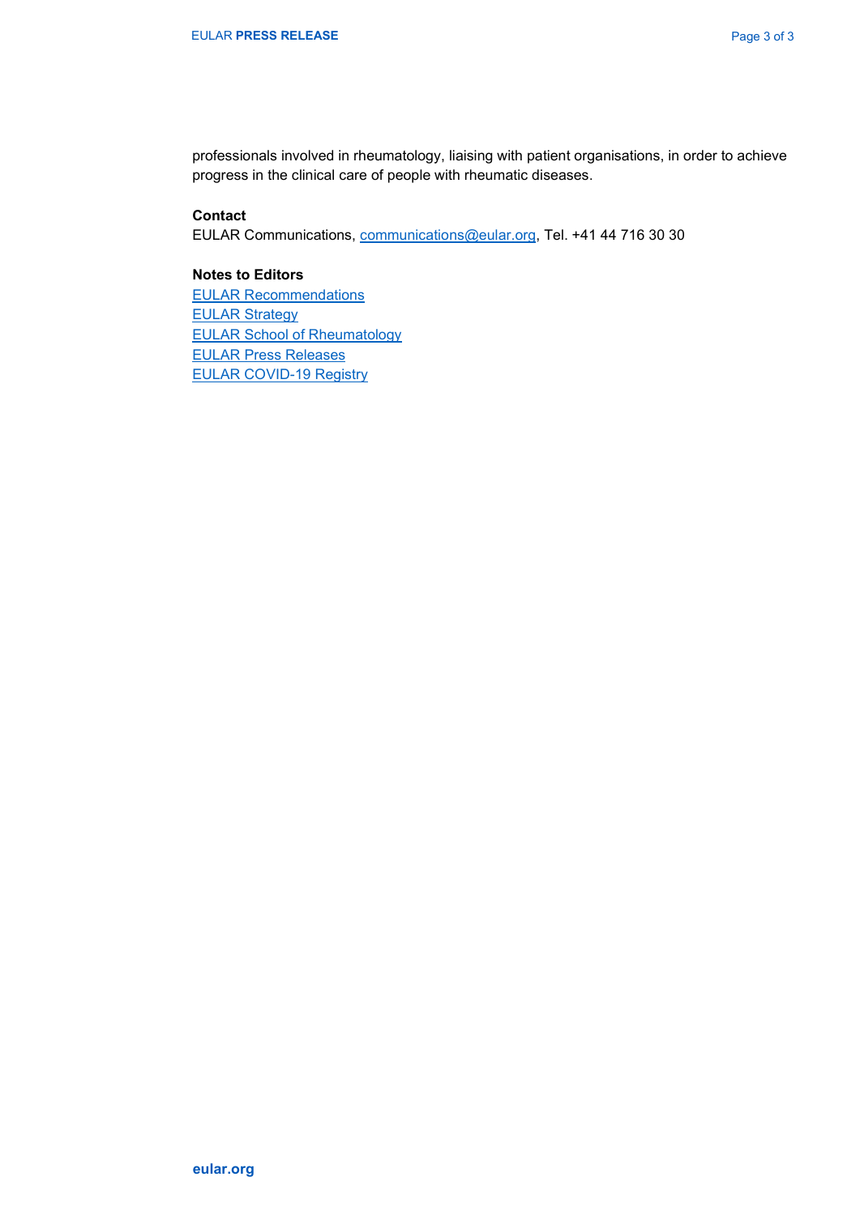professionals involved in rheumatology, liaising with patient organisations, in order to achieve progress in the clinical care of people with rheumatic diseases.

**Contact**
EULAR Communications, communications@eular.org, Tel. +41 44 716 30 30

**Notes to Editors**
EULAR Recommendations
EULAR Strategy
EULAR School of Rheumatology
EULAR Press Releases
EULAR COVID-19 Registry